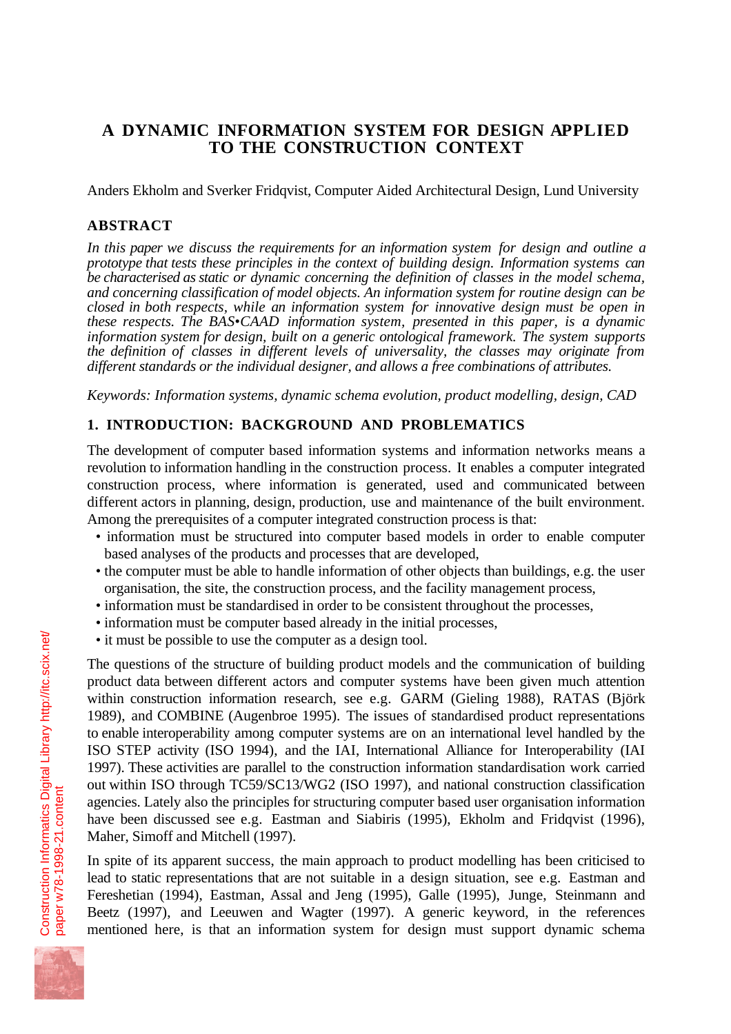# A DYNAMIC INFORMATION SYSTEM FOR DESIGN APPLIED TO THE CONSTRUCTION CONTEXT

Anders Ekholm and Sverker Fridqvist, Computer Aided Architectural Design, Lund University

## ABSTRACT

*In this paper we discuss the requirements for an information system for design and outline a prototype that tests these principles in the context of building design. Information systems can be characterised as static or dynamic concerning the definition of classes in the model schema, and concerning classification of model objects. An information system for routine design can be closed in both respects, while an information system for innovative design must be open in these respects. The BAS•CAAD information system, presented in this paper, is a dynamic information system for design, built on a generic ontological framework. The system supports the definition of classes in different levels of universality, the classes may originate from different standards or the individual designer, and allows a free combinations of attributes.*

*Keywords: Information systems, dynamic schema evolution, product modelling, design, CAD*

## 1. INTRODUCTION: BACKGROUND AND PROBLEMATICS

The development of computer based information systems and information networks means a revolution to information handling in the construction process. It enables a computer integrated construction process, where information is generated, used and communicated between different actors in planning, design, production, use and maintenance of the built environment. Among the prerequisites of a computer integrated construction process is that:

- information must be structured into computer based models in order to enable computer based analyses of the products and processes that are developed,
- the computer must be able to handle information of other objects than buildings, e.g. the user organisation, the site, the construction process, and the facility management process,
- information must be standardised in order to be consistent throughout the processes,
- information must be computer based already in the initial processes,
- it must be possible to use the computer as a design tool.

The questions of the structure of building product models and the communication of building product data between different actors and computer systems have been given much attention within construction information research, see e.g. GARM (Gieling 1988), RATAS (Björk 1989), and COMBINE (Augenbroe 1995). The issues of standardised product representations to enable interoperability among computer systems are on an international level handled by the ISO STEP activity (ISO 1994), and the IAI, International Alliance for Interoperability (IAI 1997). These activities are parallel to the construction information standardisation work carried out within ISO through TC59/SC13/WG2 (ISO 1997), and national construction classification agencies. Lately also the principles for structuring computer based user organisation information have been discussed see e.g. Eastman and Siabiris (1995), Ekholm and Fridqvist (1996), Maher, Simoff and Mitchell (1997).

In spite of its apparent success, the main approach to product modelling has been criticised to lead to static representations that are not suitable in a design situation, see e.g. Eastman and Fereshetian (1994), Eastman, Assal and Jeng (1995), Galle (1995), Junge, Steinmann and Beetz (1997), and Leeuwen and Wagter (1997). A generic keyword, in the references mentioned here, is that an information system for design must support dynamic schema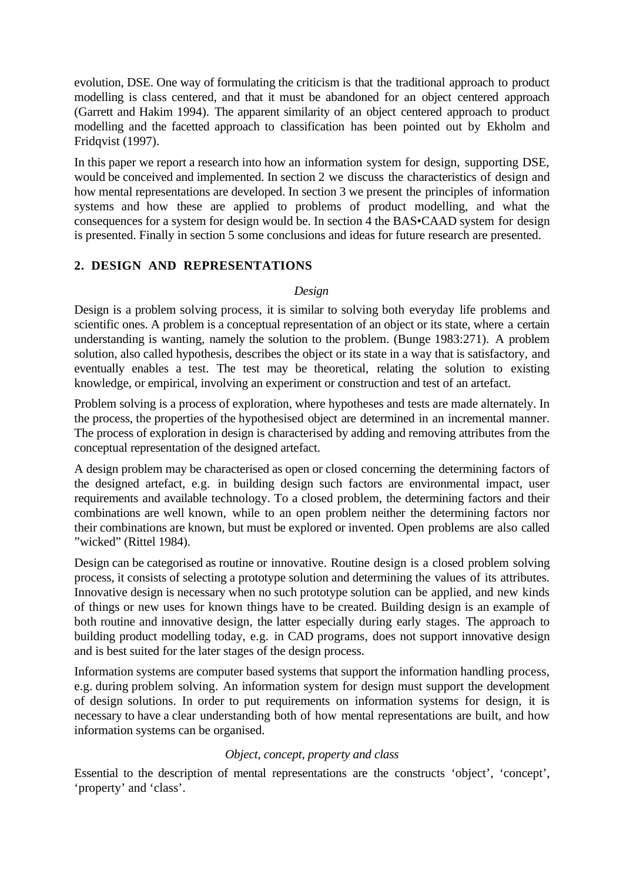evolution, DSE. One way of formulating the criticism is that the traditional approach to product modelling is class centered, and that it must be abandoned for an object centered approach (Garrett and Hakim 1994). The apparent similarity of an object centered approach to product modelling and the facetted approach to classification has been pointed out by Ekholm and Fridqvist (1997).

In this paper we report a research into how an information system for design, supporting DSE, would be conceived and implemented. In section 2 we discuss the characteristics of design and how mental representations are developed. In section 3 we present the principles of information systems and how these are applied to problems of product modelling, and what the consequences for a system for design would be. In section 4 the BAS•CAAD system for design is presented. Finally in section 5 some conclusions and ideas for future research are presented.

## 2. DESIGN AND REPRESENTATIONS

### *Design*

Design is a problem solving process, it is similar to solving both everyday life problems and scientific ones. A problem is a conceptual representation of an object or its state, where a certain understanding is wanting, namely the solution to the problem. (Bunge 1983:271). A problem solution, also called hypothesis, describes the object or its state in a way that is satisfactory, and eventually enables a test. The test may be theoretical, relating the solution to existing knowledge, or empirical, involving an experiment or construction and test of an artefact.

Problem solving is a process of exploration, where hypotheses and tests are made alternately. In the process, the properties of the hypothesised object are determined in an incremental manner. The process of exploration in design is characterised by adding and removing attributes from the conceptual representation of the designed artefact.

A design problem may be characterised as open or closed concerning the determining factors of the designed artefact, e.g. in building design such factors are environmental impact, user requirements and available technology. To a closed problem, the determining factors and their combinations are well known, while to an open problem neither the determining factors nor their combinations are known, but must be explored or invented. Open problems are also called "wicked" (Rittel 1984).

Design can be categorised as routine or innovative. Routine design is a closed problem solving process, it consists of selecting a prototype solution and determining the values of its attributes. Innovative design is necessary when no such prototype solution can be applied, and new kinds of things or new uses for known things have to be created. Building design is an example of both routine and innovative design, the latter especially during early stages. The approach to building product modelling today, e.g. in CAD programs, does not support innovative design and is best suited for the later stages of the design process.

Information systems are computer based systems that support the information handling process, e.g. during problem solving. An information system for design must support the development of design solutions. In order to put requirements on information systems for design, it is necessary to have a clear understanding both of how mental representations are built, and how information systems can be organised.

### *Object, concept, property and class*

Essential to the description of mental representations are the constructs 'object', 'concept', 'property' and 'class'.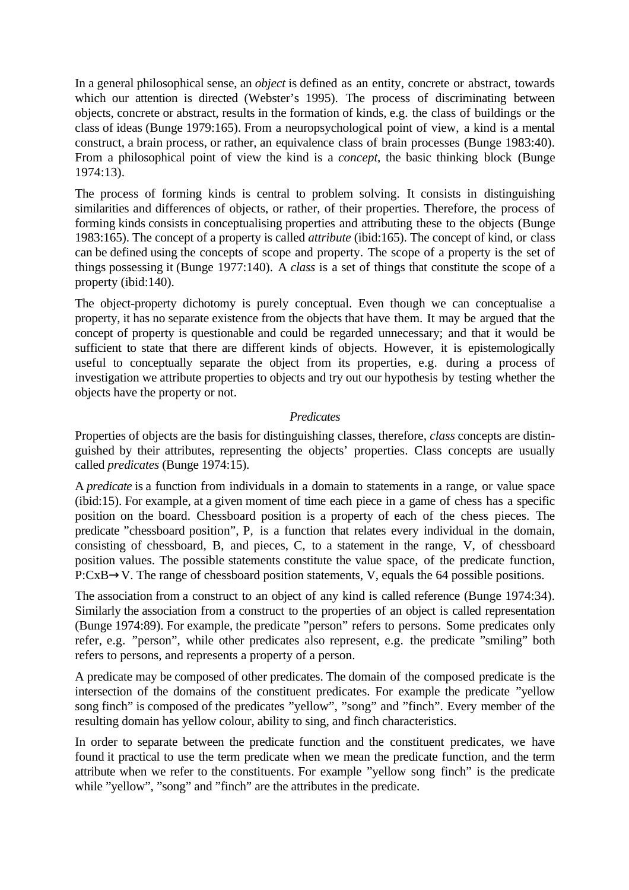In a general philosophical sense, an *object* is defined as an entity, concrete or abstract, towards which our attention is directed (Webster's 1995). The process of discriminating between objects, concrete or abstract, results in the formation of kinds, e.g. the class of buildings or the class of ideas (Bunge 1979:165). From a neuropsychological point of view, a kind is a mental construct, a brain process, or rather, an equivalence class of brain processes (Bunge 1983:40). From a philosophical point of view the kind is a *concept*, the basic thinking block (Bunge 1974:13).

The process of forming kinds is central to problem solving. It consists in distinguishing similarities and differences of objects, or rather, of their properties. Therefore, the process of forming kinds consists in conceptualising properties and attributing these to the objects (Bunge 1983:165). The concept of a property is called *attribute* (ibid:165). The concept of kind, or class can be defined using the concepts of scope and property. The scope of a property is the set of things possessing it (Bunge 1977:140). A *class* is a set of things that constitute the scope of a property (ibid:140).

The object-property dichotomy is purely conceptual. Even though we can conceptualise a property, it has no separate existence from the objects that have them. It may be argued that the concept of property is questionable and could be regarded unnecessary; and that it would be sufficient to state that there are different kinds of objects. However, it is epistemologically useful to conceptually separate the object from its properties, e.g. during a process of investigation we attribute properties to objects and try out our hypothesis by testing whether the objects have the property or not.

### *Predicates*

Properties of objects are the basis for distinguishing classes, therefore, *class* concepts are distinguished by their attributes, representing the objects' properties. Class concepts are usually called *predicates* (Bunge 1974:15).

A *predicate* is a function from individuals in a domain to statements in a range, or value space (ibid:15). For example, at a given moment of time each piece in a game of chess has a specific position on the board. Chessboard position is a property of each of the chess pieces. The predicate "chessboard position", P, is a function that relates every individual in the domain, consisting of chessboard, B, and pieces, C, to a statement in the range, V, of chessboard position values. The possible statements constitute the value space, of the predicate function, $P{:}C \times B \rightarrow V$. The range of chessboard position statements, V, equals the 64 possible positions.

The association from a construct to an object of any kind is called reference (Bunge 1974:34). Similarly the association from a construct to the properties of an object is called representation (Bunge 1974:89). For example, the predicate "person" refers to persons. Some predicates only refer, e.g. "person", while other predicates also represent, e.g. the predicate "smiling" both refers to persons, and represents a property of a person.

A predicate may be composed of other predicates. The domain of the composed predicate is the intersection of the domains of the constituent predicates. For example the predicate "yellow song finch" is composed of the predicates "yellow", "song" and "finch". Every member of the resulting domain has yellow colour, ability to sing, and finch characteristics.

In order to separate between the predicate function and the constituent predicates, we have found it practical to use the term predicate when we mean the predicate function, and the term attribute when we refer to the constituents. For example "yellow song finch" is the predicate while "yellow", "song" and "finch" are the attributes in the predicate.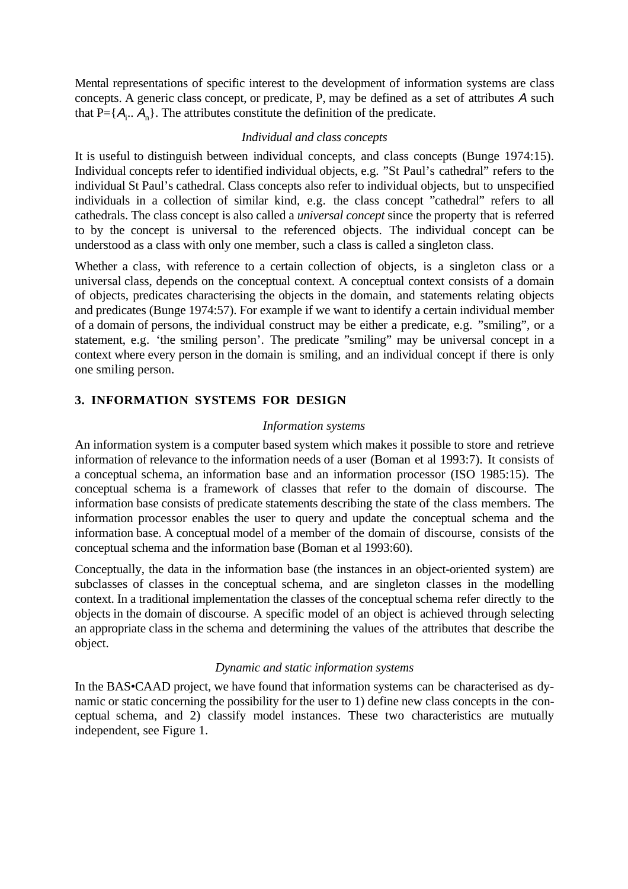Mental representations of specific interest to the development of information systems are class concepts. A generic class concept, or predicate, P, may be defined as a set of attributes $A$ such that $P=\{A_1 .. A_n\}$. The attributes constitute the definition of the predicate.

*Individual and class concepts*

It is useful to distinguish between individual concepts, and class concepts (Bunge 1974:15). Individual concepts refer to identified individual objects, e.g. "St Paul's cathedral" refers to the individual St Paul's cathedral. Class concepts also refer to individual objects, but to unspecified individuals in a collection of similar kind, e.g. the class concept "cathedral" refers to all cathedrals. The class concept is also called a *universal concept* since the property that is referred to by the concept is universal to the referenced objects. The individual concept can be understood as a class with only one member, such a class is called a singleton class.

Whether a class, with reference to a certain collection of objects, is a singleton class or a universal class, depends on the conceptual context. A conceptual context consists of a domain of objects, predicates characterising the objects in the domain, and statements relating objects and predicates (Bunge 1974:57). For example if we want to identify a certain individual member of a domain of persons, the individual construct may be either a predicate, e.g. "smiling", or a statement, e.g. 'the smiling person'. The predicate "smiling" may be universal concept in a context where every person in the domain is smiling, and an individual concept if there is only one smiling person.

## 3. INFORMATION SYSTEMS FOR DESIGN

*Information systems*

An information system is a computer based system which makes it possible to store and retrieve information of relevance to the information needs of a user (Boman et al 1993:7). It consists of a conceptual schema, an information base and an information processor (ISO 1985:15). The conceptual schema is a framework of classes that refer to the domain of discourse. The information base consists of predicate statements describing the state of the class members. The information processor enables the user to query and update the conceptual schema and the information base. A conceptual model of a member of the domain of discourse, consists of the conceptual schema and the information base (Boman et al 1993:60).

Conceptually, the data in the information base (the instances in an object-oriented system) are subclasses of classes in the conceptual schema, and are singleton classes in the modelling context. In a traditional implementation the classes of the conceptual schema refer directly to the objects in the domain of discourse. A specific model of an object is achieved through selecting an appropriate class in the schema and determining the values of the attributes that describe the object.

*Dynamic and static information systems*

In the BAS•CAAD project, we have found that information systems can be characterised as dynamic or static concerning the possibility for the user to 1) define new class concepts in the conceptual schema, and 2) classify model instances. These two characteristics are mutually independent, see Figure 1.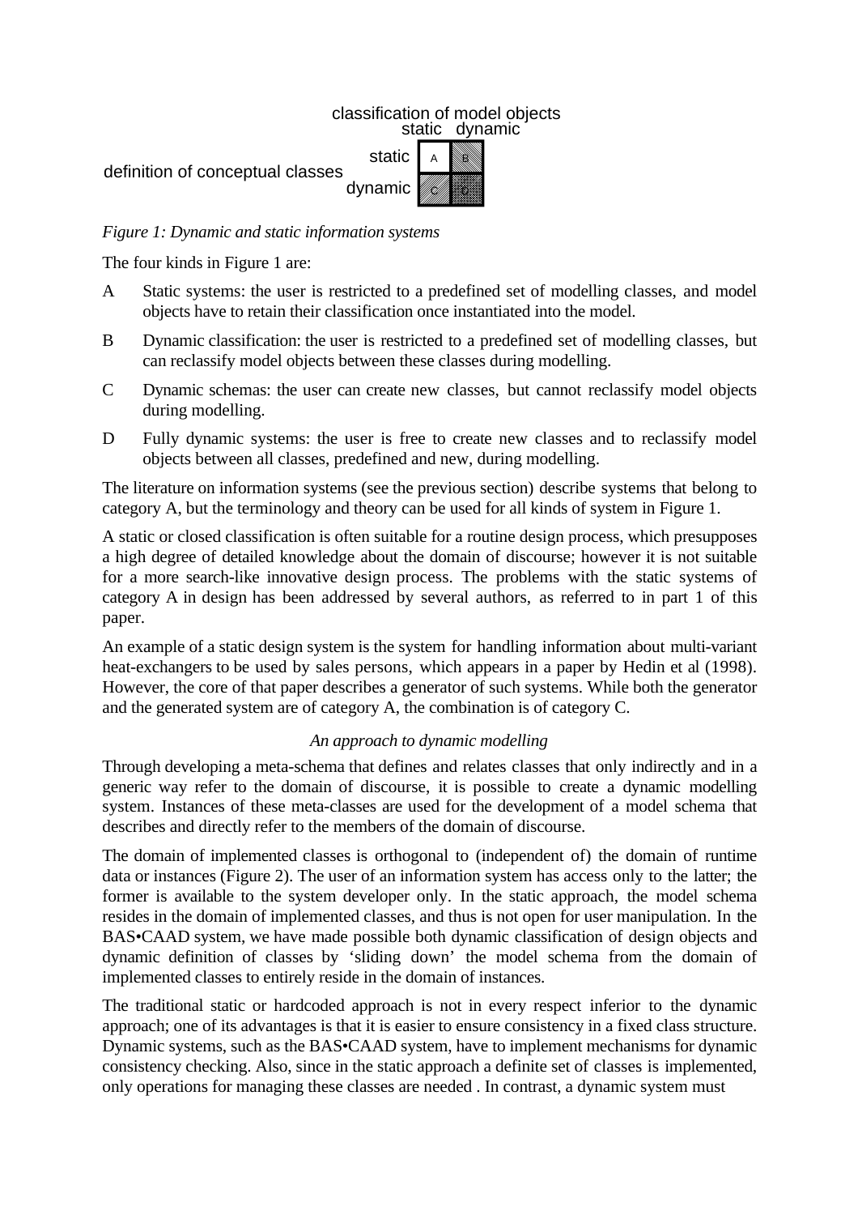| definition of conceptual classes | classification of model objects: static | classification of model objects: dynamic |
| --- | --- | --- |
| static | A | B |
| dynamic | C | D |

*Figure 1: Dynamic and static information systems*

The four kinds in Figure 1 are:

A Static systems: the user is restricted to a predefined set of modelling classes, and model objects have to retain their classification once instantiated into the model.

B Dynamic classification: the user is restricted to a predefined set of modelling classes, but can reclassify model objects between these classes during modelling.

C Dynamic schemas: the user can create new classes, but cannot reclassify model objects during modelling.

D Fully dynamic systems: the user is free to create new classes and to reclassify model objects between all classes, predefined and new, during modelling.

The literature on information systems (see the previous section) describe systems that belong to category A, but the terminology and theory can be used for all kinds of system in Figure 1.

A static or closed classification is often suitable for a routine design process, which presupposes a high degree of detailed knowledge about the domain of discourse; however it is not suitable for a more search-like innovative design process. The problems with the static systems of category A in design has been addressed by several authors, as referred to in part 1 of this paper.

An example of a static design system is the system for handling information about multi-variant heat-exchangers to be used by sales persons, which appears in a paper by Hedin et al (1998). However, the core of that paper describes a generator of such systems. While both the generator and the generated system are of category A, the combination is of category C.

*An approach to dynamic modelling*

Through developing a meta-schema that defines and relates classes that only indirectly and in a generic way refer to the domain of discourse, it is possible to create a dynamic modelling system. Instances of these meta-classes are used for the development of a model schema that describes and directly refer to the members of the domain of discourse.

The domain of implemented classes is orthogonal to (independent of) the domain of runtime data or instances (Figure 2). The user of an information system has access only to the latter; the former is available to the system developer only. In the static approach, the model schema resides in the domain of implemented classes, and thus is not open for user manipulation. In the BAS•CAAD system, we have made possible both dynamic classification of design objects and dynamic definition of classes by 'sliding down' the model schema from the domain of implemented classes to entirely reside in the domain of instances.

The traditional static or hardcoded approach is not in every respect inferior to the dynamic approach; one of its advantages is that it is easier to ensure consistency in a fixed class structure. Dynamic systems, such as the BAS•CAAD system, have to implement mechanisms for dynamic consistency checking. Also, since in the static approach a definite set of classes is implemented, only operations for managing these classes are needed . In contrast, a dynamic system must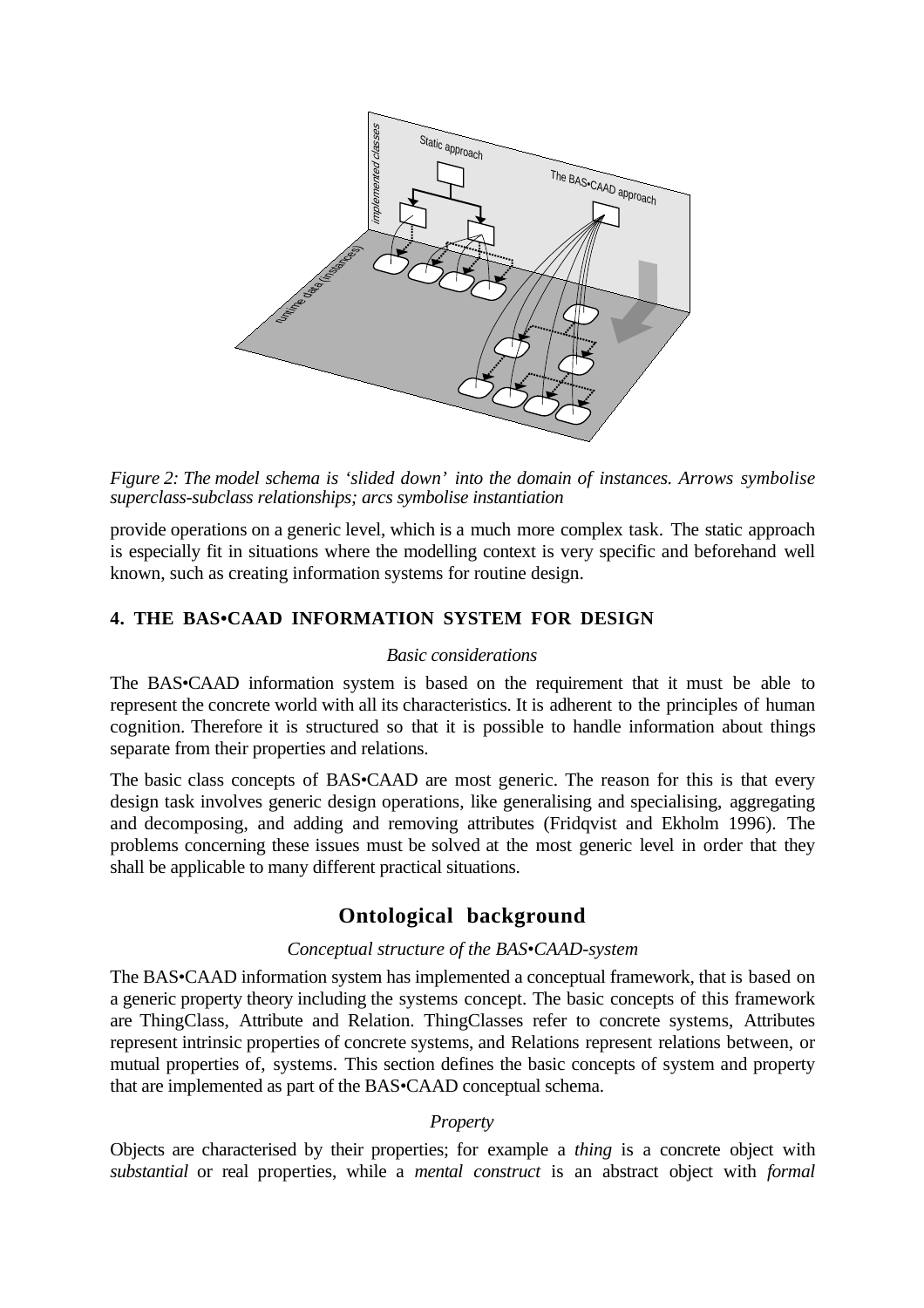*Figure 2: The model schema is 'slided down' into the domain of instances. Arrows symbolise superclass-subclass relationships; arcs symbolise instantiation*

provide operations on a generic level, which is a much more complex task. The static approach is especially fit in situations where the modelling context is very specific and beforehand well known, such as creating information systems for routine design.

## 4. THE BAS•CAAD INFORMATION SYSTEM FOR DESIGN

*Basic considerations*

The BAS•CAAD information system is based on the requirement that it must be able to represent the concrete world with all its characteristics. It is adherent to the principles of human cognition. Therefore it is structured so that it is possible to handle information about things separate from their properties and relations.

The basic class concepts of BAS•CAAD are most generic. The reason for this is that every design task involves generic design operations, like generalising and specialising, aggregating and decomposing, and adding and removing attributes (Fridqvist and Ekholm 1996). The problems concerning these issues must be solved at the most generic level in order that they shall be applicable to many different practical situations.

## Ontological background

*Conceptual structure of the BAS•CAAD-system*

The BAS•CAAD information system has implemented a conceptual framework, that is based on a generic property theory including the systems concept. The basic concepts of this framework are ThingClass, Attribute and Relation. ThingClasses refer to concrete systems, Attributes represent intrinsic properties of concrete systems, and Relations represent relations between, or mutual properties of, systems. This section defines the basic concepts of system and property that are implemented as part of the BAS•CAAD conceptual schema.

*Property*

Objects are characterised by their properties; for example a *thing* is a concrete object with *substantial* or real properties, while a *mental construct* is an abstract object with *formal*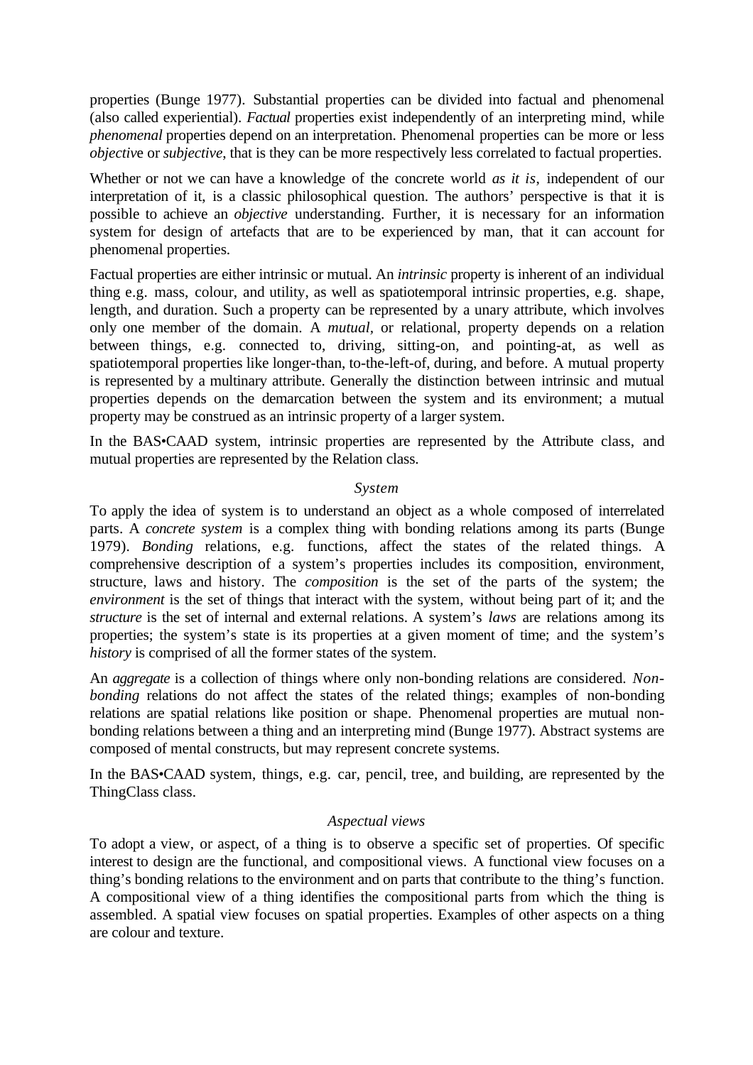properties (Bunge 1977). Substantial properties can be divided into factual and phenomenal (also called experiential). *Factual* properties exist independently of an interpreting mind, while *phenomenal* properties depend on an interpretation. Phenomenal properties can be more or less *objectiv*e or *subjective*, that is they can be more respectively less correlated to factual properties.

Whether or not we can have a knowledge of the concrete world *as it is*, independent of our interpretation of it, is a classic philosophical question. The authors' perspective is that it is possible to achieve an *objective* understanding. Further, it is necessary for an information system for design of artefacts that are to be experienced by man, that it can account for phenomenal properties.

Factual properties are either intrinsic or mutual. An *intrinsic* property is inherent of an individual thing e.g. mass, colour, and utility, as well as spatiotemporal intrinsic properties, e.g. shape, length, and duration. Such a property can be represented by a unary attribute, which involves only one member of the domain. A *mutual*, or relational, property depends on a relation between things, e.g. connected to, driving, sitting-on, and pointing-at, as well as spatiotemporal properties like longer-than, to-the-left-of, during, and before. A mutual property is represented by a multinary attribute. Generally the distinction between intrinsic and mutual properties depends on the demarcation between the system and its environment; a mutual property may be construed as an intrinsic property of a larger system.

In the BAS•CAAD system, intrinsic properties are represented by the Attribute class, and mutual properties are represented by the Relation class.

### *System*

To apply the idea of system is to understand an object as a whole composed of interrelated parts. A *concrete system* is a complex thing with bonding relations among its parts (Bunge 1979). *Bonding* relations, e.g. functions, affect the states of the related things. A comprehensive description of a system's properties includes its composition, environment, structure, laws and history. The *composition* is the set of the parts of the system; the *environment* is the set of things that interact with the system, without being part of it; and the *structure* is the set of internal and external relations. A system's *laws* are relations among its properties; the system's state is its properties at a given moment of time; and the system's *history* is comprised of all the former states of the system.

An *aggregate* is a collection of things where only non-bonding relations are considered. *Non-bonding* relations do not affect the states of the related things; examples of non-bonding relations are spatial relations like position or shape. Phenomenal properties are mutual non-bonding relations between a thing and an interpreting mind (Bunge 1977). Abstract systems are composed of mental constructs, but may represent concrete systems.

In the BAS•CAAD system, things, e.g. car, pencil, tree, and building, are represented by the ThingClass class.

### *Aspectual views*

To adopt a view, or aspect, of a thing is to observe a specific set of properties. Of specific interest to design are the functional, and compositional views. A functional view focuses on a thing's bonding relations to the environment and on parts that contribute to the thing's function. A compositional view of a thing identifies the compositional parts from which the thing is assembled. A spatial view focuses on spatial properties. Examples of other aspects on a thing are colour and texture.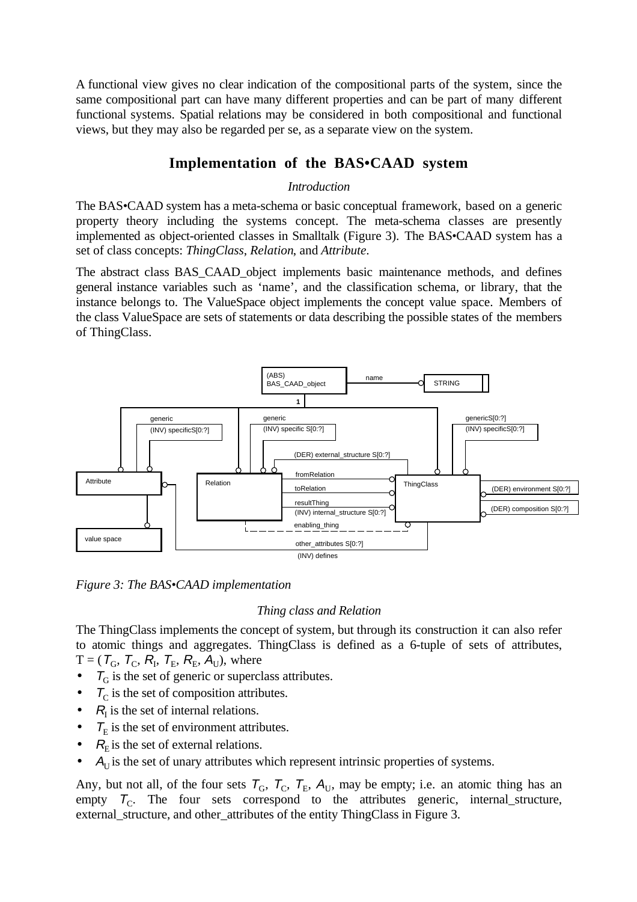A functional view gives no clear indication of the compositional parts of the system, since the same compositional part can have many different properties and can be part of many different functional systems. Spatial relations may be considered in both compositional and functional views, but they may also be regarded per se, as a separate view on the system.

## Implementation of the BAS•CAAD system

### *Introduction*

The BAS•CAAD system has a meta-schema or basic conceptual framework, based on a generic property theory including the systems concept. The meta-schema classes are presently implemented as object-oriented classes in Smalltalk (Figure 3). The BAS•CAAD system has a set of class concepts: *ThingClass*, *Relation*, and *Attribute*.

The abstract class BAS_CAAD_object implements basic maintenance methods, and defines general instance variables such as 'name', and the classification schema, or library, that the instance belongs to. The ValueSpace object implements the concept value space. Members of the class ValueSpace are sets of statements or data describing the possible states of the members of ThingClass.

*Figure 3: The BAS•CAAD implementation*

### *Thing class and Relation*

The ThingClass implements the concept of system, but through its construction it can also refer to atomic things and aggregates. ThingClass is defined as a 6-tuple of sets of attributes, $T = (T_G, T_C, R_I, T_E, R_E, A_U)$, where

- $T_G$ is the set of generic or superclass attributes.
- $T_C$ is the set of composition attributes.
- $R_I$ is the set of internal relations.
- $T_E$ is the set of environment attributes.
- $R_E$ is the set of external relations.
- $A_U$ is the set of unary attributes which represent intrinsic properties of systems.

Any, but not all, of the four sets $T_G$, $T_C$, $T_E$, $A_U$, may be empty; i.e. an atomic thing has an empty $T_C$. The four sets correspond to the attributes generic, internal_structure, external_structure, and other_attributes of the entity ThingClass in Figure 3.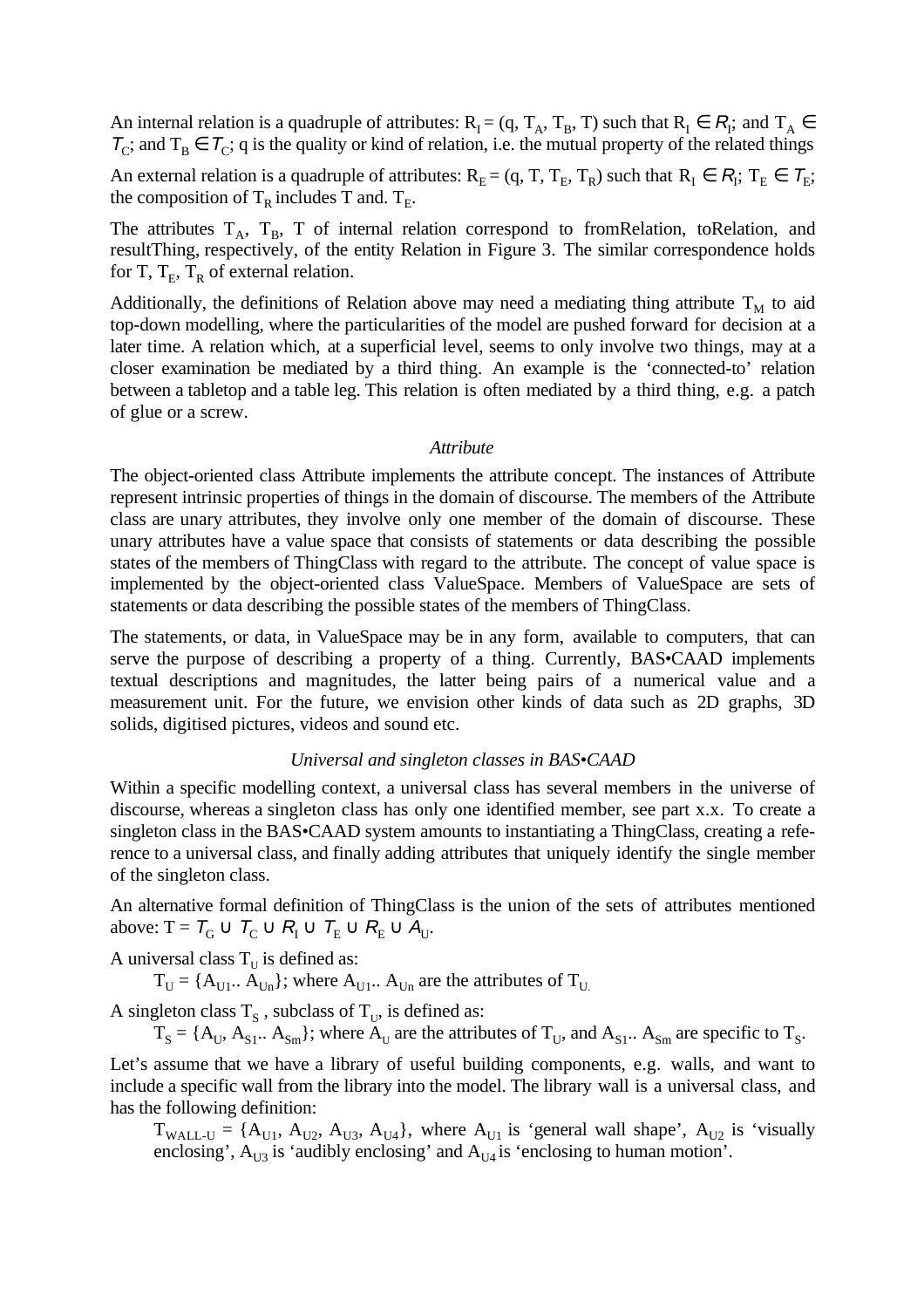An internal relation is a quadruple of attributes: $R_I = (q, T_A, T_B, T)$ such that $R_I \in \mathcal{R}_I$; and $T_A \in \mathcal{T}_C$; and $T_B \in \mathcal{T}_C$; q is the quality or kind of relation, i.e. the mutual property of the related things

An external relation is a quadruple of attributes: $R_E = (q, T, T_E, T_R)$ such that $R_I \in \mathcal{R}_I$; $T_E \in \mathcal{T}_E$; the composition of $T_R$ includes T and. $T_E$.

The attributes $T_A$, $T_B$, T of internal relation correspond to fromRelation, toRelation, and resultThing, respectively, of the entity Relation in Figure 3. The similar correspondence holds for T, $T_E$, $T_R$ of external relation.

Additionally, the definitions of Relation above may need a mediating thing attribute $T_M$ to aid top-down modelling, where the particularities of the model are pushed forward for decision at a later time. A relation which, at a superficial level, seems to only involve two things, may at a closer examination be mediated by a third thing. An example is the 'connected-to' relation between a tabletop and a table leg. This relation is often mediated by a third thing, e.g. a patch of glue or a screw.

*Attribute*

The object-oriented class Attribute implements the attribute concept. The instances of Attribute represent intrinsic properties of things in the domain of discourse. The members of the Attribute class are unary attributes, they involve only one member of the domain of discourse. These unary attributes have a value space that consists of statements or data describing the possible states of the members of ThingClass with regard to the attribute. The concept of value space is implemented by the object-oriented class ValueSpace. Members of ValueSpace are sets of statements or data describing the possible states of the members of ThingClass.

The statements, or data, in ValueSpace may be in any form, available to computers, that can serve the purpose of describing a property of a thing. Currently, BAS•CAAD implements textual descriptions and magnitudes, the latter being pairs of a numerical value and a measurement unit. For the future, we envision other kinds of data such as 2D graphs, 3D solids, digitised pictures, videos and sound etc.

*Universal and singleton classes in BAS•CAAD*

Within a specific modelling context, a universal class has several members in the universe of discourse, whereas a singleton class has only one identified member, see part x.x. To create a singleton class in the BAS•CAAD system amounts to instantiating a ThingClass, creating a reference to a universal class, and finally adding attributes that uniquely identify the single member of the singleton class.

An alternative formal definition of ThingClass is the union of the sets of attributes mentioned above: $T = \mathcal{T}_G \cup \mathcal{T}_C \cup \mathcal{R}_I \cup \mathcal{T}_E \cup \mathcal{R}_E \cup \mathcal{A}_U$.

A universal class $T_U$ is defined as:

$T_U = \{A_{U1}.. A_{Un}\}$; where $A_{U1}.. A_{Un}$ are the attributes of $T_U$.

A singleton class $T_S$ , subclass of $T_U$, is defined as:

$T_S = \{A_U, A_{S1}.. A_{Sm}\}$; where $A_U$ are the attributes of $T_U$, and $A_{S1}.. A_{Sm}$ are specific to $T_S$.

Let's assume that we have a library of useful building components, e.g. walls, and want to include a specific wall from the library into the model. The library wall is a universal class, and has the following definition:

$T_{WALL-U} = \{A_{U1}, A_{U2}, A_{U3}, A_{U4}\}$, where $A_{U1}$ is 'general wall shape', $A_{U2}$ is 'visually enclosing', $A_{U3}$ is 'audibly enclosing' and $A_{U4}$ is 'enclosing to human motion'.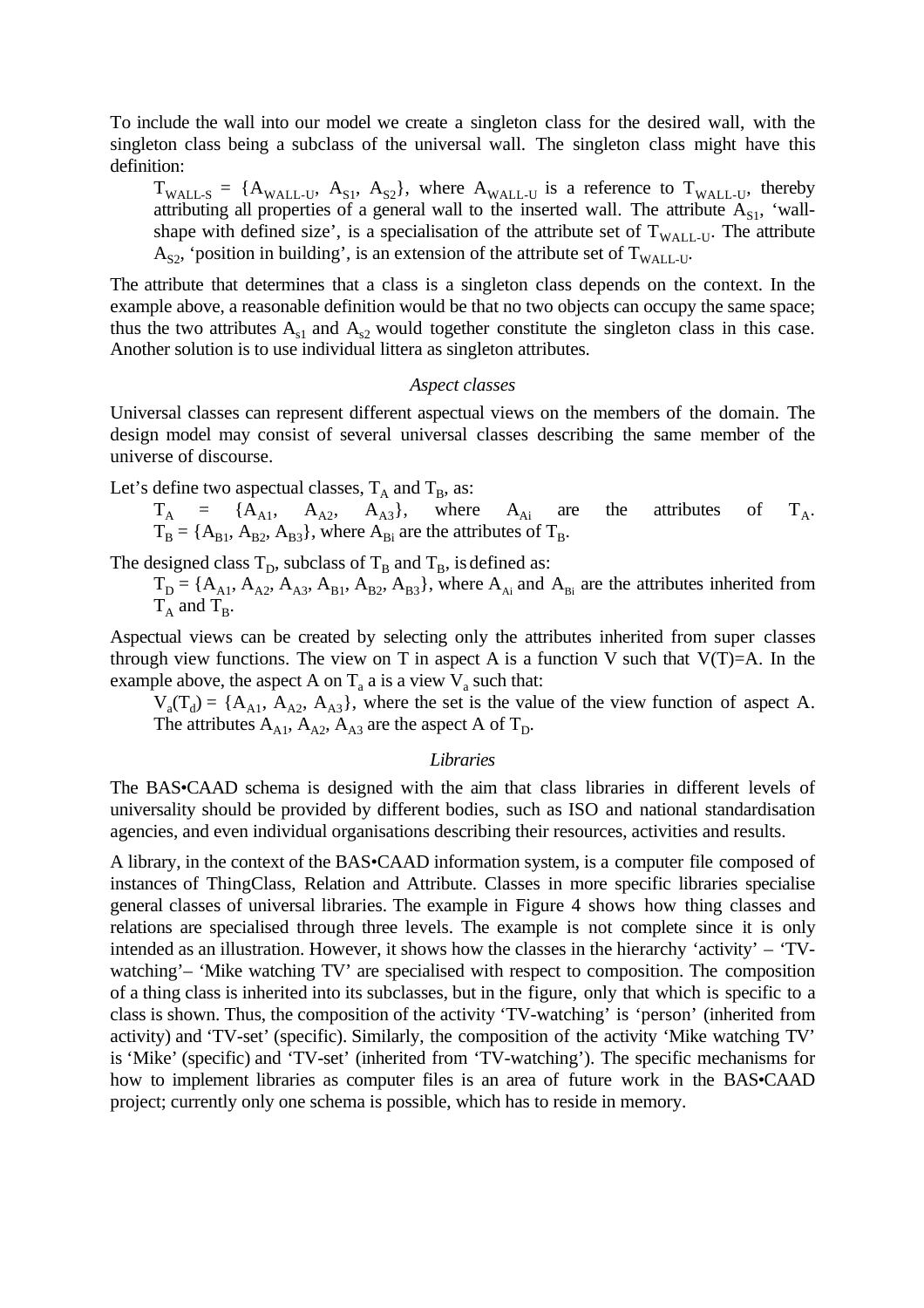To include the wall into our model we create a singleton class for the desired wall, with the singleton class being a subclass of the universal wall. The singleton class might have this definition:

> $T_{WALL\text{-}S} = \{A_{WALL\text{-}U}, A_{S1}, A_{S2}\}$, where $A_{WALL\text{-}U}$ is a reference to $T_{WALL\text{-}U}$, thereby attributing all properties of a general wall to the inserted wall. The attribute $A_{S1}$, 'wall-shape with defined size', is a specialisation of the attribute set of $T_{WALL\text{-}U}$. The attribute $A_{S2}$, 'position in building', is an extension of the attribute set of $T_{WALL\text{-}U}$.

The attribute that determines that a class is a singleton class depends on the context. In the example above, a reasonable definition would be that no two objects can occupy the same space; thus the two attributes $A_{s1}$ and $A_{s2}$ would together constitute the singleton class in this case. Another solution is to use individual littera as singleton attributes.

*Aspect classes*

Universal classes can represent different aspectual views on the members of the domain. The design model may consist of several universal classes describing the same member of the universe of discourse.

Let's define two aspectual classes, $T_A$ and $T_B$, as:

> $T_A = \{A_{A1}, A_{A2}, A_{A3}\}$, where $A_{Ai}$ are the attributes of $T_A$.
> $T_B = \{A_{B1}, A_{B2}, A_{B3}\}$, where $A_{Bi}$ are the attributes of $T_B$.

The designed class $T_D$, subclass of $T_B$ and $T_B$, is defined as:

> $T_D = \{A_{A1}, A_{A2}, A_{A3}, A_{B1}, A_{B2}, A_{B3}\}$, where $A_{Ai}$ and $A_{Bi}$ are the attributes inherited from $T_A$ and $T_B$.

Aspectual views can be created by selecting only the attributes inherited from super classes through view functions. The view on T in aspect A is a function V such that V(T)=A. In the example above, the aspect A on $T_a$ a is a view $V_a$ such that:

> $V_a(T_d) = \{A_{A1}, A_{A2}, A_{A3}\}$, where the set is the value of the view function of aspect A. The attributes $A_{A1}$, $A_{A2}$, $A_{A3}$ are the aspect A of $T_D$.

*Libraries*

The BAS•CAAD schema is designed with the aim that class libraries in different levels of universality should be provided by different bodies, such as ISO and national standardisation agencies, and even individual organisations describing their resources, activities and results.

A library, in the context of the BAS•CAAD information system, is a computer file composed of instances of ThingClass, Relation and Attribute. Classes in more specific libraries specialise general classes of universal libraries. The example in Figure 4 shows how thing classes and relations are specialised through three levels. The example is not complete since it is only intended as an illustration. However, it shows how the classes in the hierarchy 'activity' – 'TV-watching'– 'Mike watching TV' are specialised with respect to composition. The composition of a thing class is inherited into its subclasses, but in the figure, only that which is specific to a class is shown. Thus, the composition of the activity 'TV-watching' is 'person' (inherited from activity) and 'TV-set' (specific). Similarly, the composition of the activity 'Mike watching TV' is 'Mike' (specific) and 'TV-set' (inherited from 'TV-watching'). The specific mechanisms for how to implement libraries as computer files is an area of future work in the BAS•CAAD project; currently only one schema is possible, which has to reside in memory.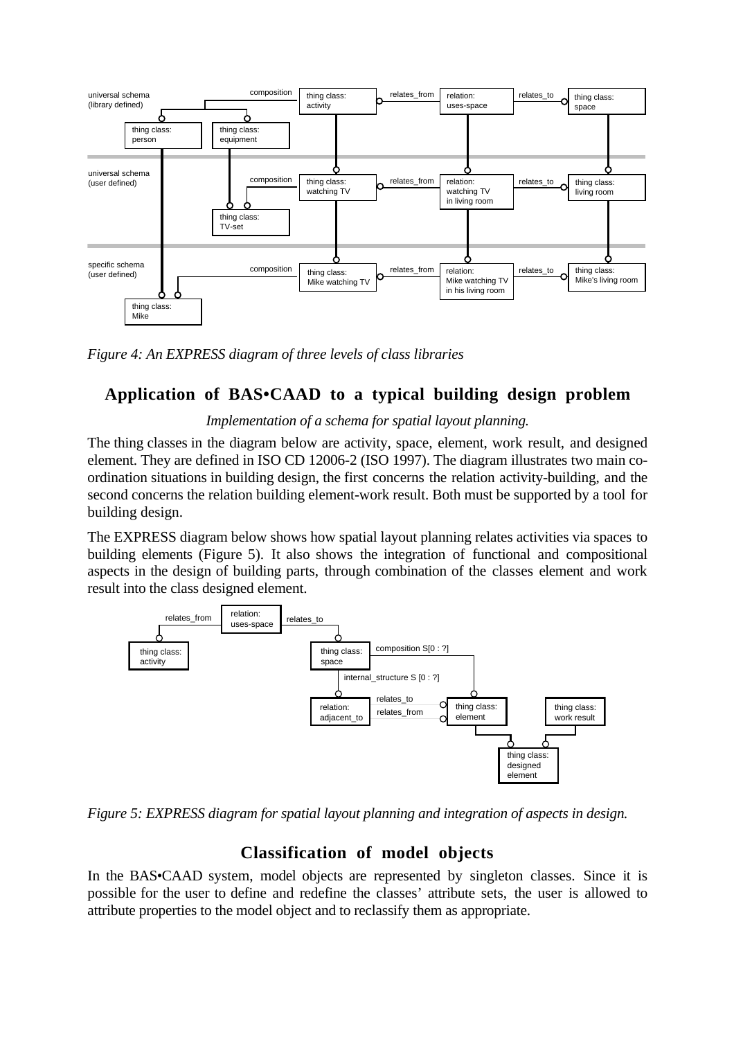*Figure 4: An EXPRESS diagram of three levels of class libraries*

## Application of BAS•CAAD to a typical building design problem

*Implementation of a schema for spatial layout planning.*

The thing classes in the diagram below are activity, space, element, work result, and designed element. They are defined in ISO CD 12006-2 (ISO 1997). The diagram illustrates two main co-ordination situations in building design, the first concerns the relation activity-building, and the second concerns the relation building element-work result. Both must be supported by a tool for building design.

The EXPRESS diagram below shows how spatial layout planning relates activities via spaces to building elements (Figure 5). It also shows the integration of functional and compositional aspects in the design of building parts, through combination of the classes element and work result into the class designed element.

*Figure 5: EXPRESS diagram for spatial layout planning and integration of aspects in design.*

## Classification of model objects

In the BAS•CAAD system, model objects are represented by singleton classes. Since it is possible for the user to define and redefine the classes' attribute sets, the user is allowed to attribute properties to the model object and to reclassify them as appropriate.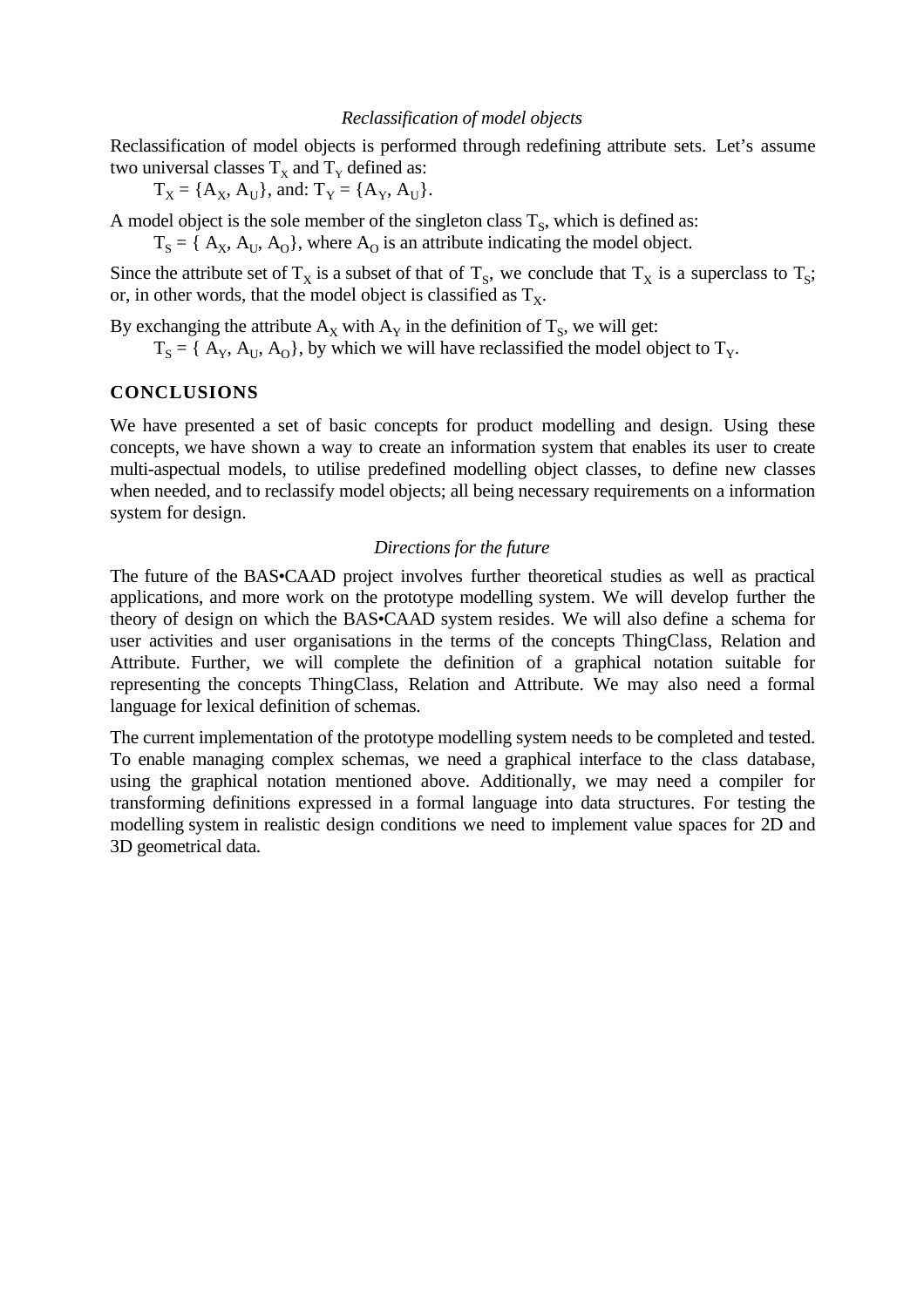### *Reclassification of model objects*

Reclassification of model objects is performed through redefining attribute sets. Let's assume two universal classes $T_X$ and $T_Y$ defined as:

$T_X = \{A_X, A_U\}$, and: $T_Y = \{A_Y, A_U\}$.

A model object is the sole member of the singleton class $T_S$, which is defined as:

$T_S = \{ A_X, A_U, A_O\}$, where $A_O$ is an attribute indicating the model object.

Since the attribute set of $T_X$ is a subset of that of $T_S$, we conclude that $T_X$ is a superclass to $T_S$; or, in other words, that the model object is classified as $T_X$.

By exchanging the attribute $A_X$ with $A_Y$ in the definition of $T_S$, we will get:

$T_S = \{ A_Y, A_U, A_O\}$, by which we will have reclassified the model object to $T_Y$.

## CONCLUSIONS

We have presented a set of basic concepts for product modelling and design. Using these concepts, we have shown a way to create an information system that enables its user to create multi-aspectual models, to utilise predefined modelling object classes, to define new classes when needed, and to reclassify model objects; all being necessary requirements on a information system for design.

### *Directions for the future*

The future of the BAS•CAAD project involves further theoretical studies as well as practical applications, and more work on the prototype modelling system. We will develop further the theory of design on which the BAS•CAAD system resides. We will also define a schema for user activities and user organisations in the terms of the concepts ThingClass, Relation and Attribute. Further, we will complete the definition of a graphical notation suitable for representing the concepts ThingClass, Relation and Attribute. We may also need a formal language for lexical definition of schemas.

The current implementation of the prototype modelling system needs to be completed and tested. To enable managing complex schemas, we need a graphical interface to the class database, using the graphical notation mentioned above. Additionally, we may need a compiler for transforming definitions expressed in a formal language into data structures. For testing the modelling system in realistic design conditions we need to implement value spaces for 2D and 3D geometrical data.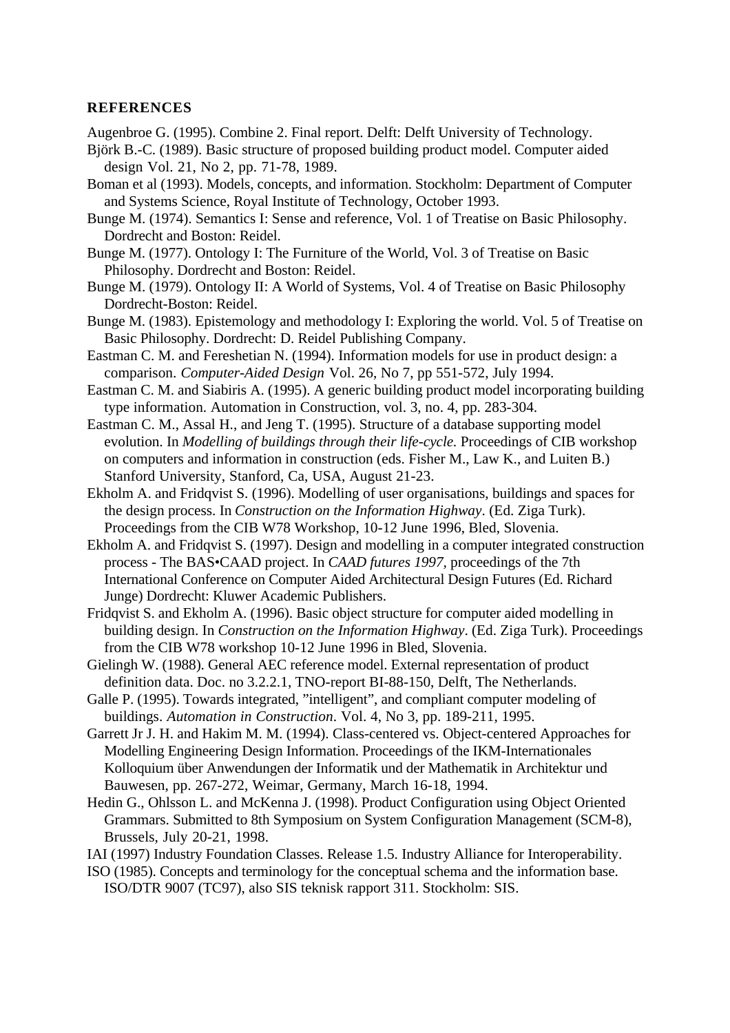**REFERENCES**

Augenbroe G. (1995). Combine 2. Final report. Delft: Delft University of Technology.

Björk B.-C. (1989). Basic structure of proposed building product model. Computer aided design Vol. 21, No 2, pp. 71-78, 1989.

Boman et al (1993). Models, concepts, and information. Stockholm: Department of Computer and Systems Science, Royal Institute of Technology, October 1993.

Bunge M. (1974). Semantics I: Sense and reference, Vol. 1 of Treatise on Basic Philosophy. Dordrecht and Boston: Reidel.

Bunge M. (1977). Ontology I: The Furniture of the World, Vol. 3 of Treatise on Basic Philosophy. Dordrecht and Boston: Reidel.

Bunge M. (1979). Ontology II: A World of Systems, Vol. 4 of Treatise on Basic Philosophy Dordrecht-Boston: Reidel.

Bunge M. (1983). Epistemology and methodology I: Exploring the world. Vol. 5 of Treatise on Basic Philosophy. Dordrecht: D. Reidel Publishing Company.

Eastman C. M. and Fereshetian N. (1994). Information models for use in product design: a comparison. *Computer-Aided Design* Vol. 26, No 7, pp 551-572, July 1994.

Eastman C. M. and Siabiris A. (1995). A generic building product model incorporating building type information. Automation in Construction, vol. 3, no. 4, pp. 283-304.

Eastman C. M., Assal H., and Jeng T. (1995). Structure of a database supporting model evolution. In *Modelling of buildings through their life-cycle.* Proceedings of CIB workshop on computers and information in construction (eds. Fisher M., Law K., and Luiten B.) Stanford University, Stanford, Ca, USA, August 21-23.

Ekholm A. and Fridqvist S. (1996). Modelling of user organisations, buildings and spaces for the design process. In *Construction on the Information Highway*. (Ed. Ziga Turk). Proceedings from the CIB W78 Workshop, 10-12 June 1996, Bled, Slovenia.

Ekholm A. and Fridqvist S. (1997). Design and modelling in a computer integrated construction process - The BAS•CAAD project. In *CAAD futures 1997*, proceedings of the 7th International Conference on Computer Aided Architectural Design Futures (Ed. Richard Junge) Dordrecht: Kluwer Academic Publishers.

Fridqvist S. and Ekholm A. (1996). Basic object structure for computer aided modelling in building design. In *Construction on the Information Highway*. (Ed. Ziga Turk). Proceedings from the CIB W78 workshop 10-12 June 1996 in Bled, Slovenia.

Gielingh W. (1988). General AEC reference model. External representation of product definition data. Doc. no 3.2.2.1, TNO-report BI-88-150, Delft, The Netherlands.

Galle P. (1995). Towards integrated, ”intelligent”, and compliant computer modeling of buildings. *Automation in Construction*. Vol. 4, No 3, pp. 189-211, 1995.

Garrett Jr J. H. and Hakim M. M. (1994). Class-centered vs. Object-centered Approaches for Modelling Engineering Design Information. Proceedings of the IKM-Internationales Kolloquium über Anwendungen der Informatik und der Mathematik in Architektur und Bauwesen, pp. 267-272, Weimar, Germany, March 16-18, 1994.

Hedin G., Ohlsson L. and McKenna J. (1998). Product Configuration using Object Oriented Grammars. Submitted to 8th Symposium on System Configuration Management (SCM-8), Brussels, July 20-21, 1998.

IAI (1997) Industry Foundation Classes. Release 1.5. Industry Alliance for Interoperability.

ISO (1985). Concepts and terminology for the conceptual schema and the information base. ISO/DTR 9007 (TC97), also SIS teknisk rapport 311. Stockholm: SIS.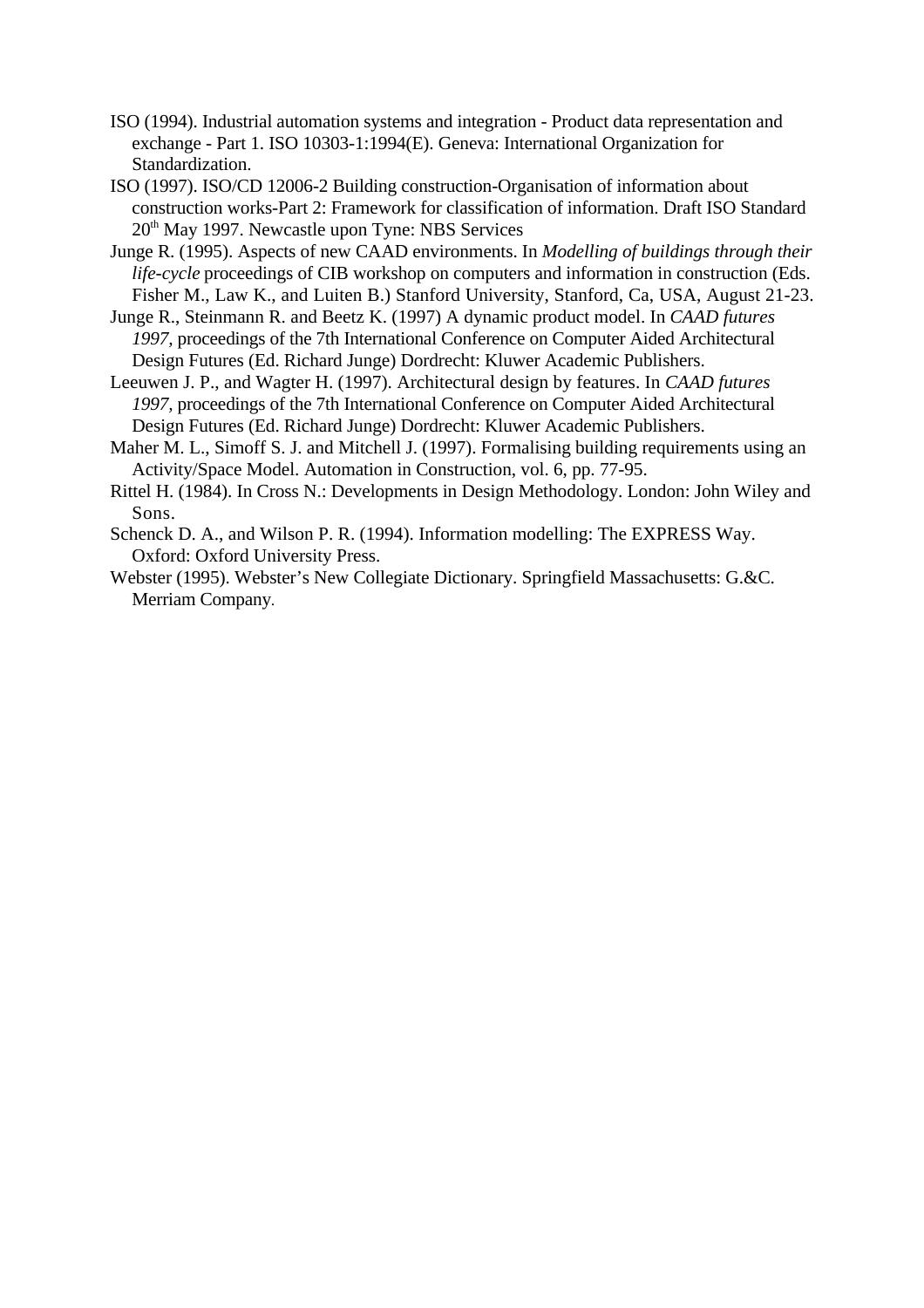ISO (1994). Industrial automation systems and integration - Product data representation and exchange - Part 1. ISO 10303-1:1994(E). Geneva: International Organization for Standardization.

ISO (1997). ISO/CD 12006-2 Building construction-Organisation of information about construction works-Part 2: Framework for classification of information. Draft ISO Standard 20th May 1997. Newcastle upon Tyne: NBS Services

Junge R. (1995). Aspects of new CAAD environments. In *Modelling of buildings through their life-cycle* proceedings of CIB workshop on computers and information in construction (Eds. Fisher M., Law K., and Luiten B.) Stanford University, Stanford, Ca, USA, August 21-23.

Junge R., Steinmann R. and Beetz K. (1997) A dynamic product model. In *CAAD futures 1997*, proceedings of the 7th International Conference on Computer Aided Architectural Design Futures (Ed. Richard Junge) Dordrecht: Kluwer Academic Publishers.

Leeuwen J. P., and Wagter H. (1997). Architectural design by features. In *CAAD futures 1997*, proceedings of the 7th International Conference on Computer Aided Architectural Design Futures (Ed. Richard Junge) Dordrecht: Kluwer Academic Publishers.

Maher M. L., Simoff S. J. and Mitchell J. (1997). Formalising building requirements using an Activity/Space Model. Automation in Construction, vol. 6, pp. 77-95.

Rittel H. (1984). In Cross N.: Developments in Design Methodology. London: John Wiley and Sons.

Schenck D. A., and Wilson P. R. (1994). Information modelling: The EXPRESS Way. Oxford: Oxford University Press.

Webster (1995). Webster's New Collegiate Dictionary. Springfield Massachusetts: G.&C. Merriam Company.